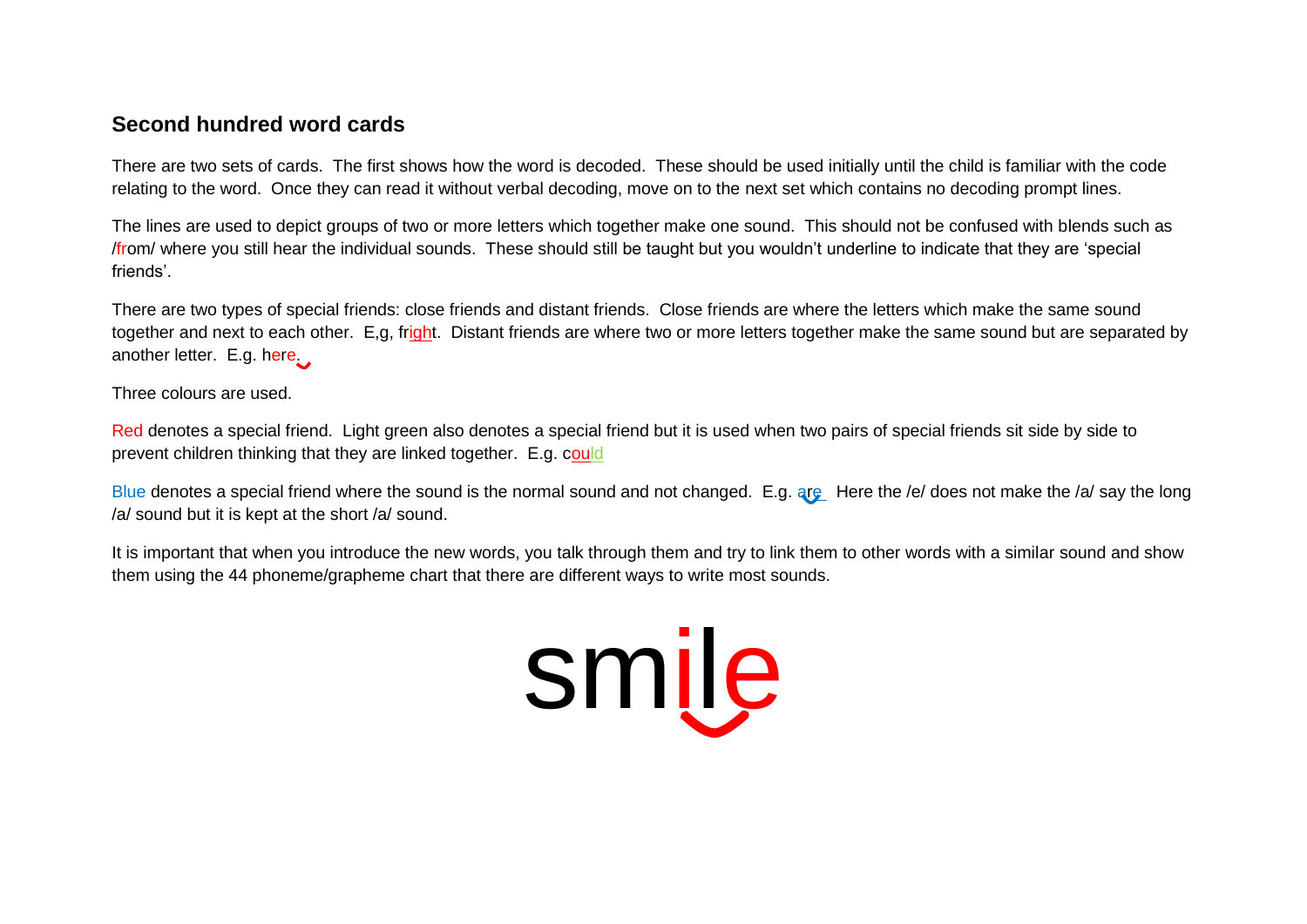## Second hundred word cards

There are two sets of cards. The first shows how the word is decoded. These should be used initially until the child is familiar with the code relating to the word. Once they can read it without verbal decoding, move on to the next set which contains no decoding prompt lines.

The lines are used to depict groups of two or more letters which together make one sound. This should not be confused with blends such as /from/ where you still hear the individual sounds. These should still be taught but you wouldn't underline to indicate that they are 'special friends'.

There are two types of special friends: close friends and distant friends. Close friends are where the letters which make the same sound together and next to each other. E,g, fright. Distant friends are where two or more letters together make the same sound but are separated by another letter. E.g. here.

Three colours are used.

Red denotes a special friend. Light green also denotes a special friend but it is used when two pairs of special friends sit side by side to prevent children thinking that they are linked together. E.g. could

Blue denotes a special friend where the sound is the normal sound and not changed. E.g. are Here the /e/ does not make the /a/ say the long /a/ sound but it is kept at the short /a/ sound.

It is important that when you introduce the new words, you talk through them and try to link them to other words with a similar sound and show them using the 44 phoneme/grapheme chart that there are different ways to write most sounds.

smile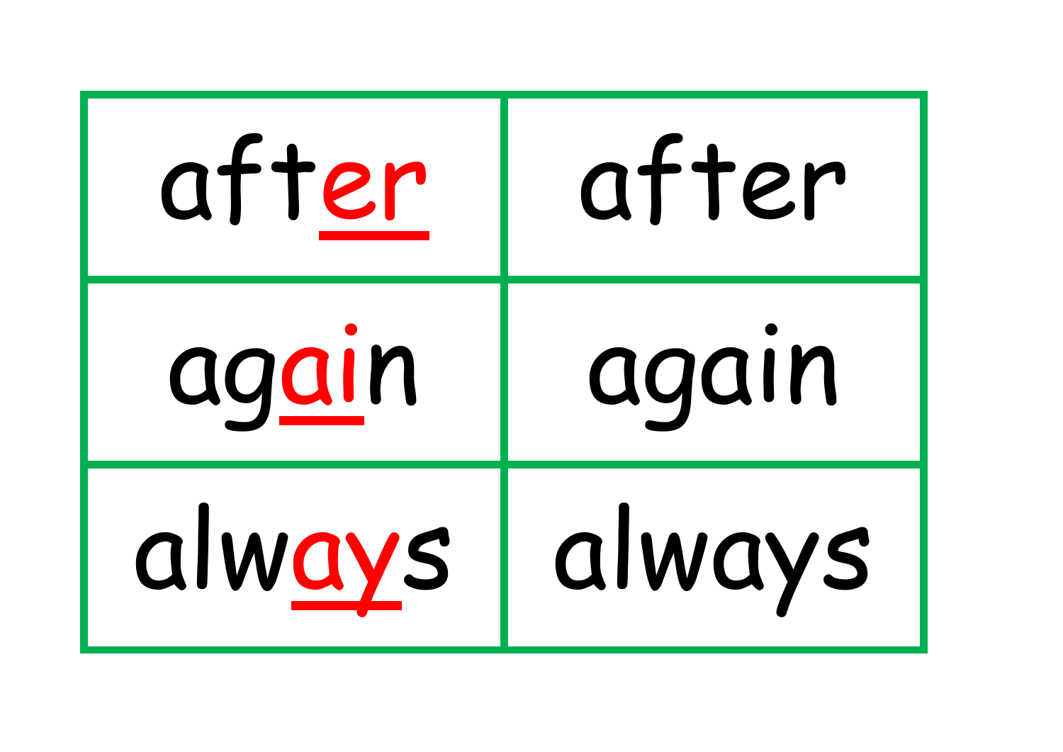| | |
|---|---|
| aft**er** | after |
| ag**ai**n | again |
| alw**ay**s | always |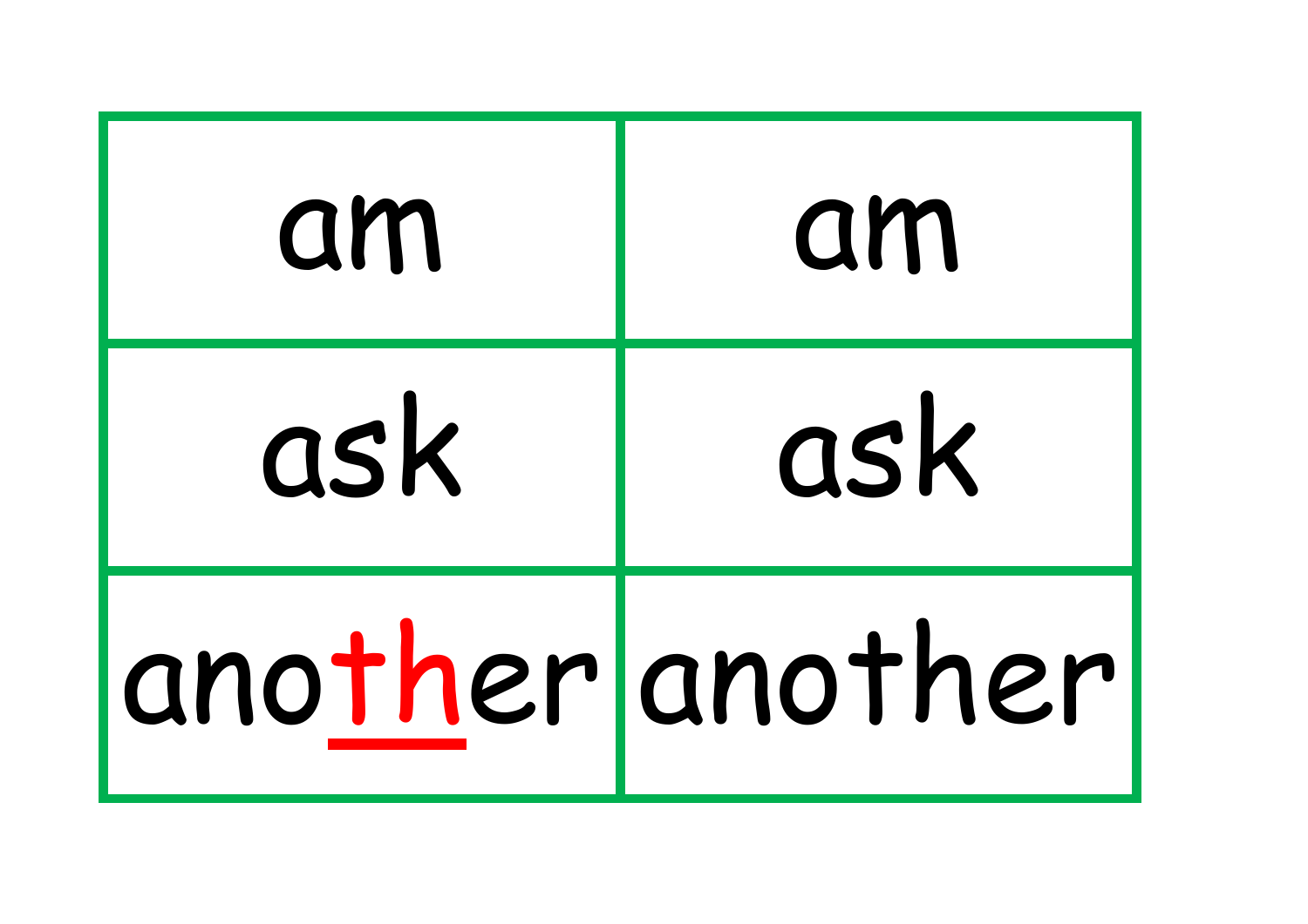| | |
|---|---|
| am | am |
| ask | ask |
| another | another |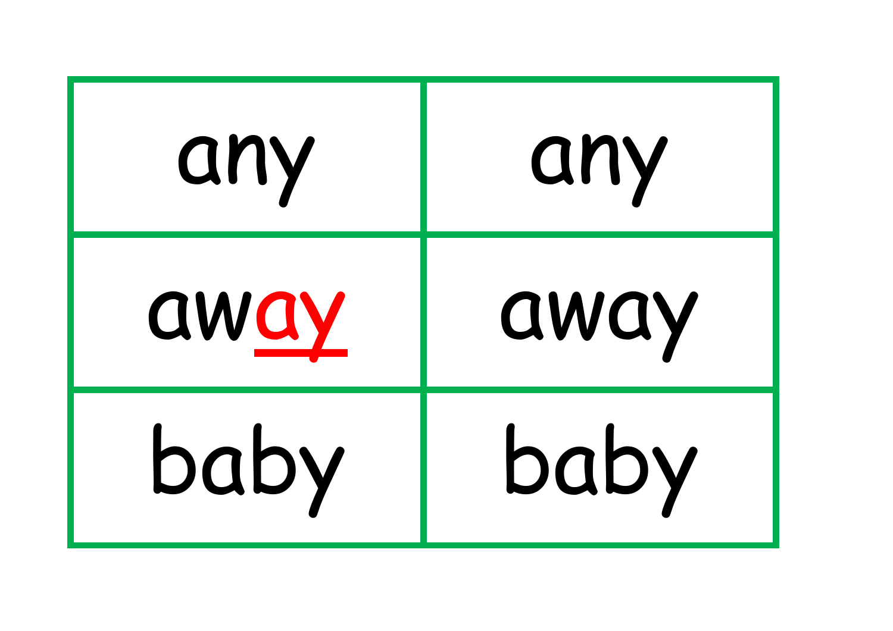| | |
|---|---|
| any | any |
| aw<u>ay</u> | away |
| baby | baby |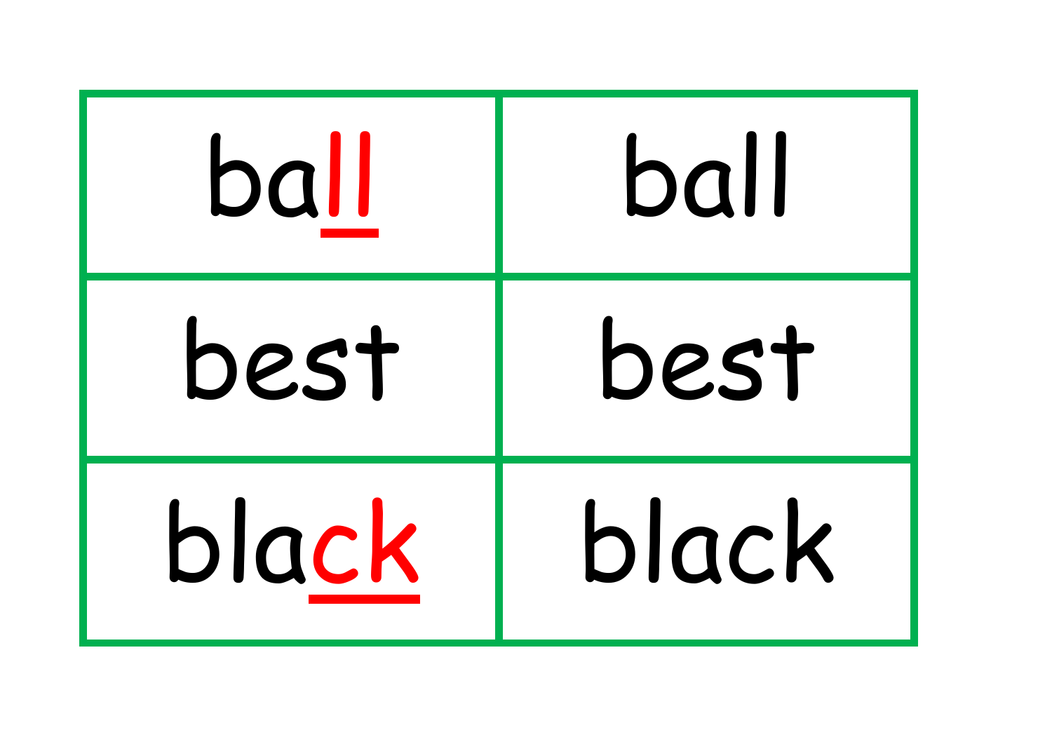| | |
|---|---|
| ball | ball |
| best | best |
| black | black |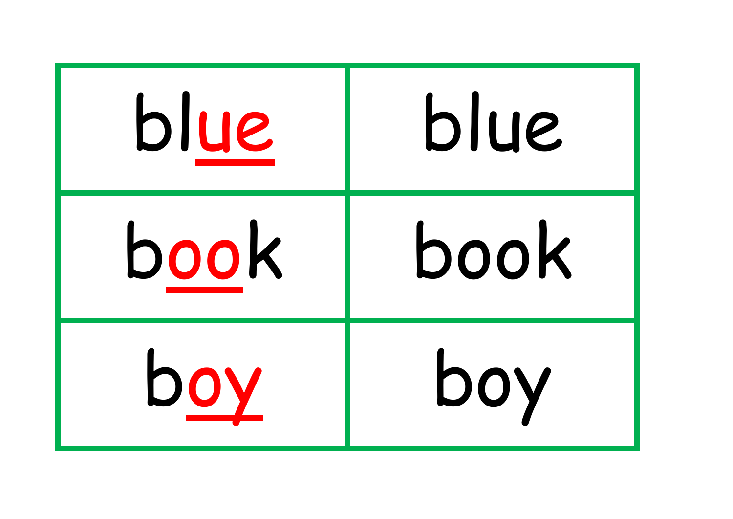| | |
|---|---|
| bl<u>ue</u> | blue |
| b<u>oo</u>k | book |
| b<u>oy</u> | boy |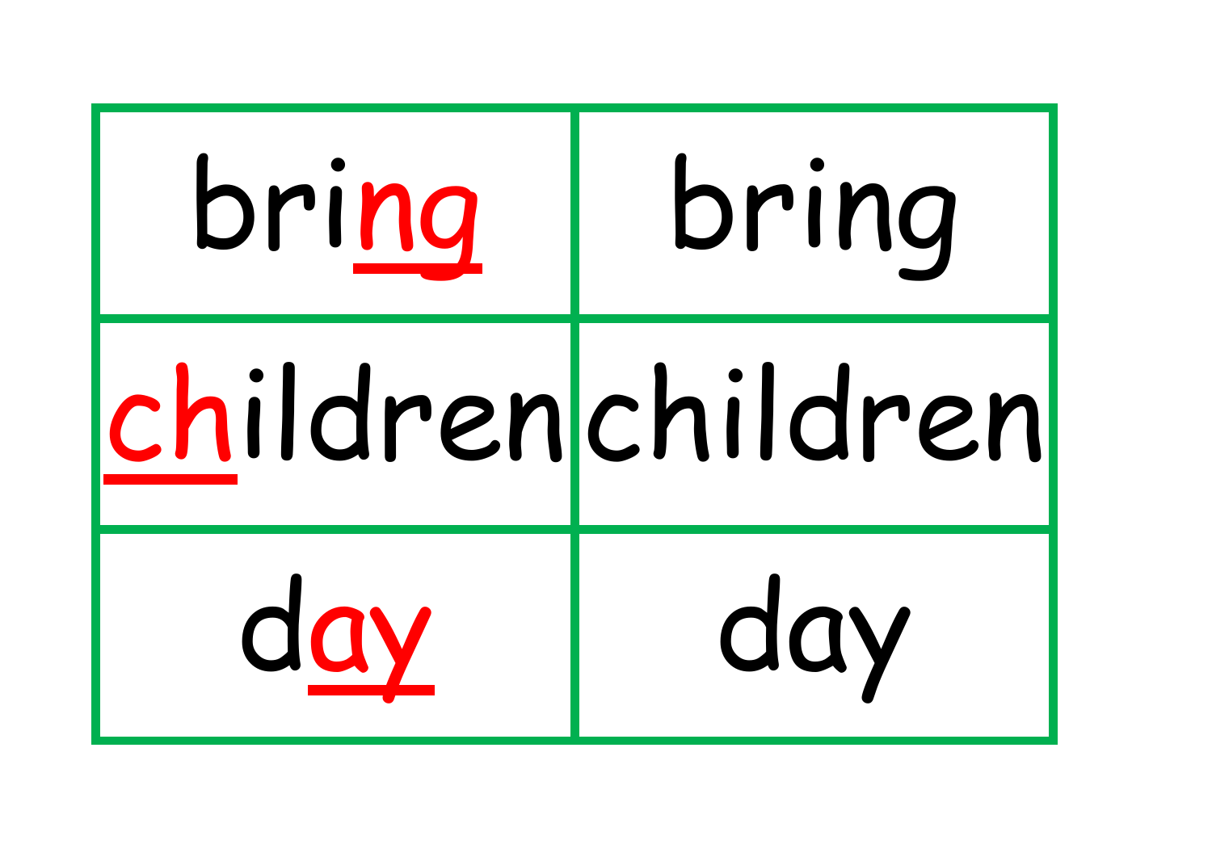| bring | bring |
|---|---|
| children | children |
| day | day |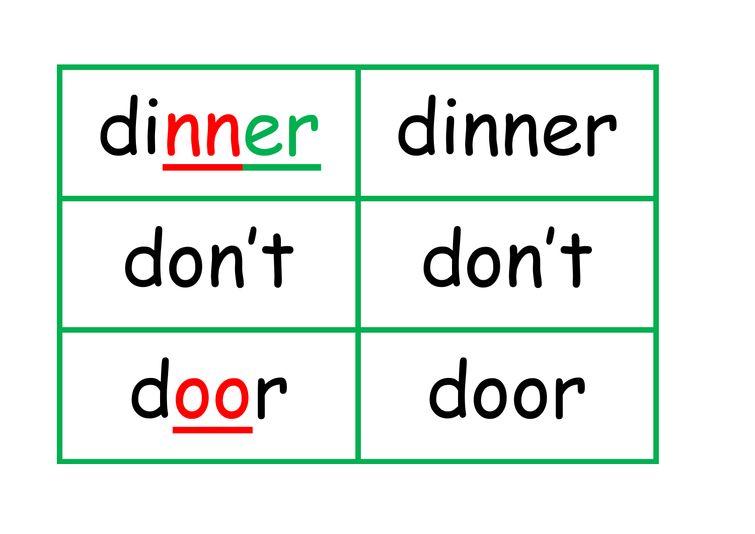| | |
|---|---|
| dinner | dinner |
| don't | don't |
| door | door |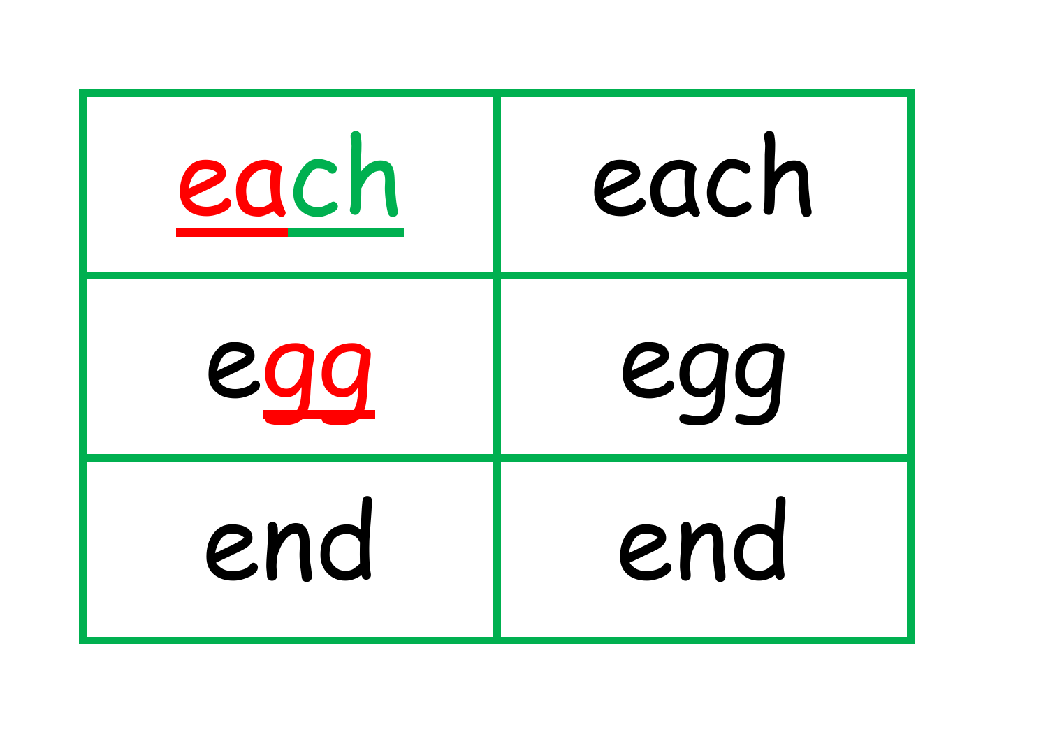| | |
|---|---|
| each | each |
| egg | egg |
| end | end |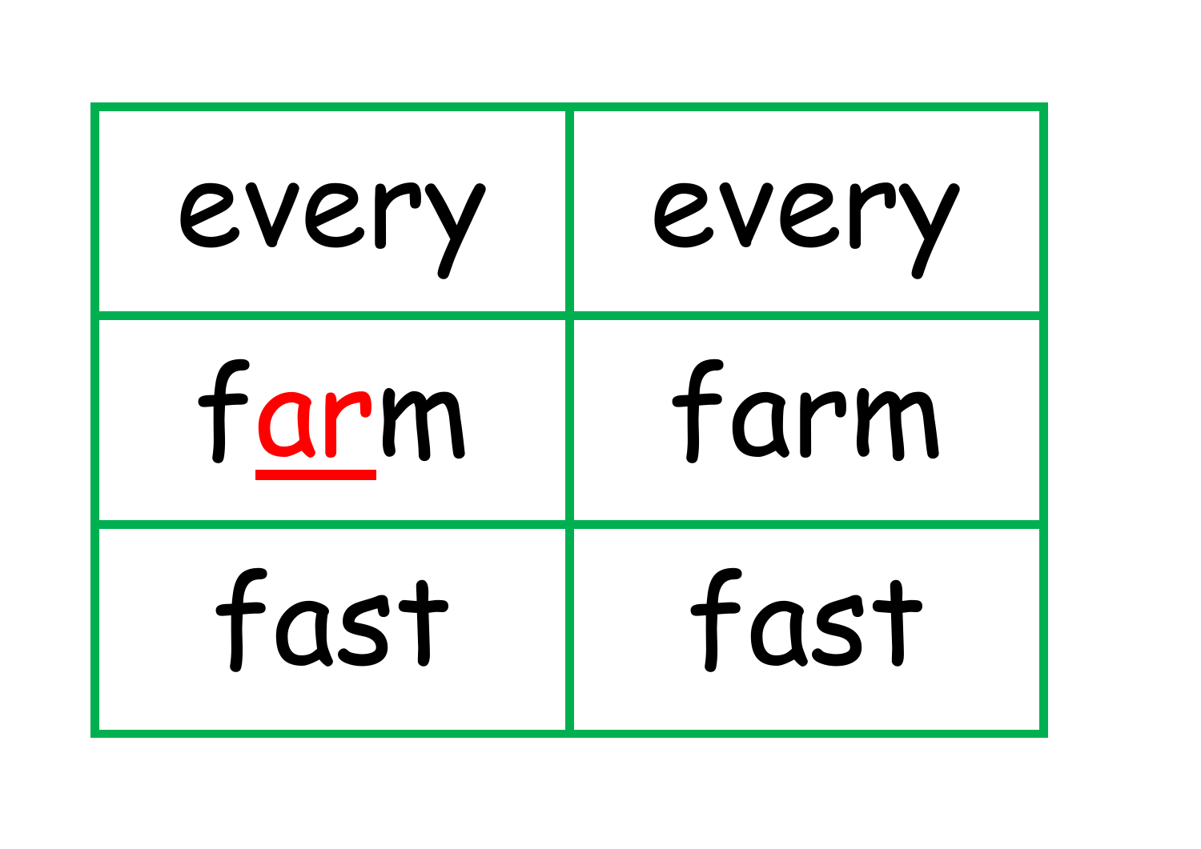| | |
|---|---|
| every | every |
| f**ar**m | farm |
| fast | fast |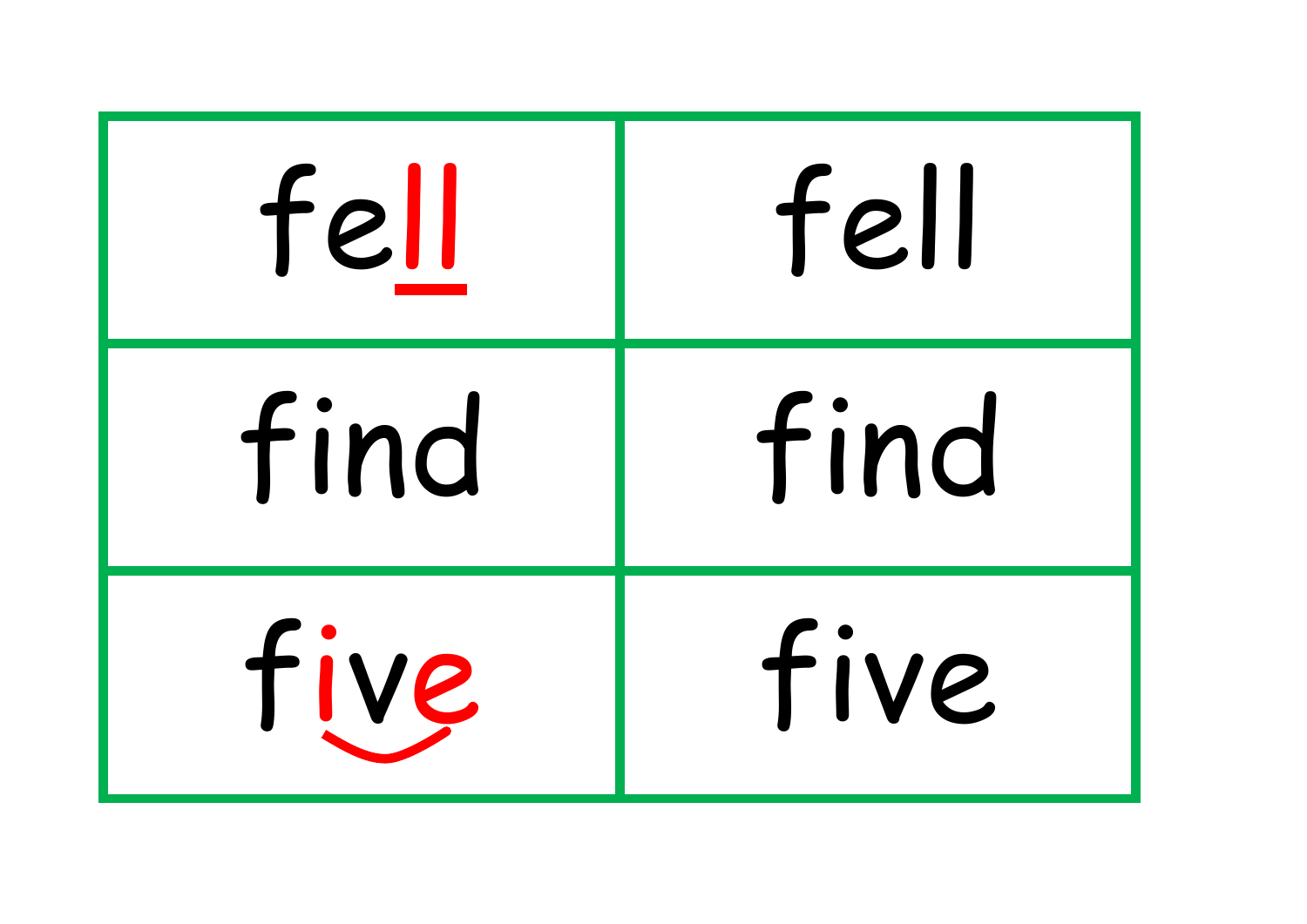| | |
|---|---|
| fell | fell |
| find | find |
| five | five |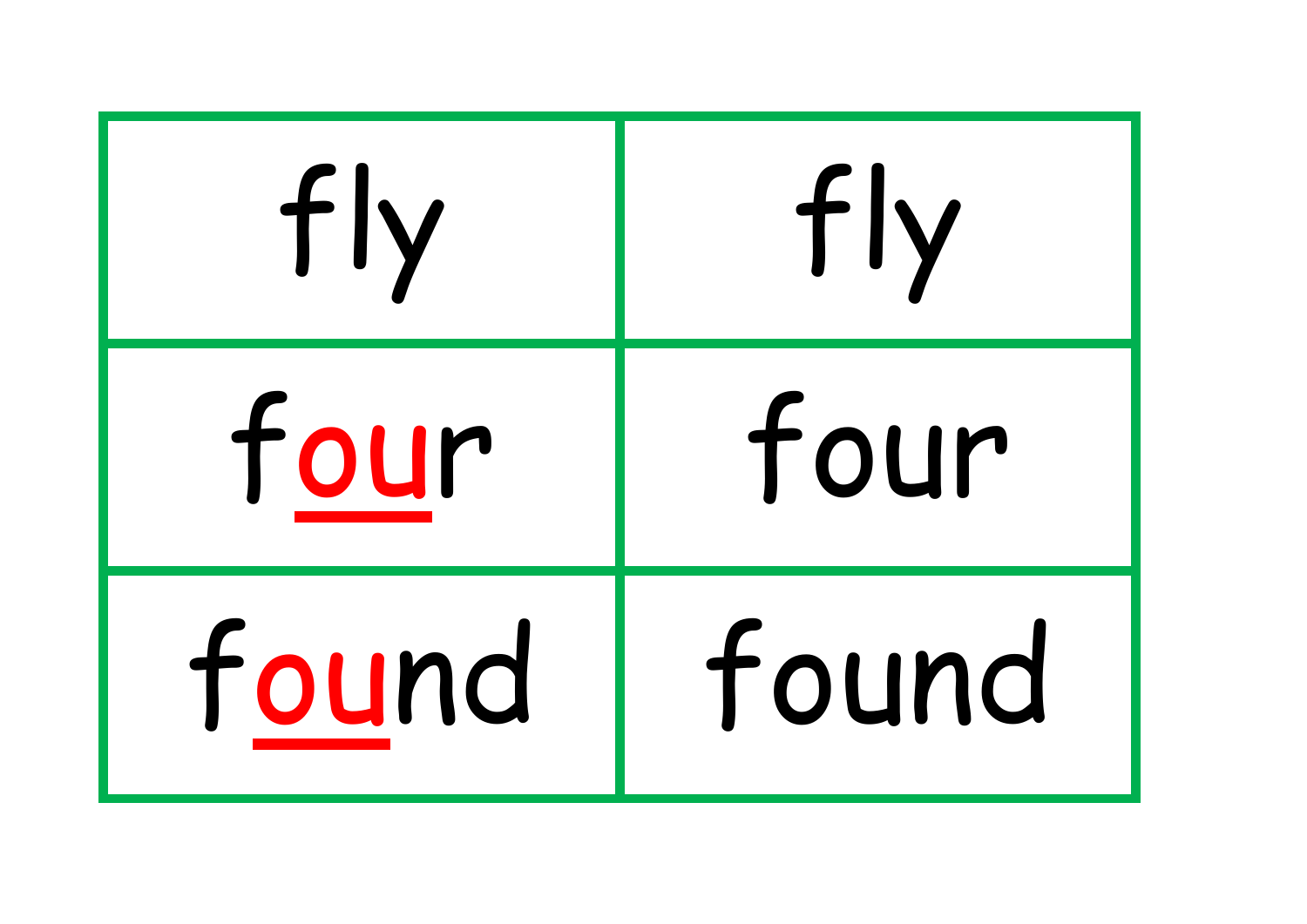| | |
|---|---|
| fly | fly |
| four | four |
| found | found |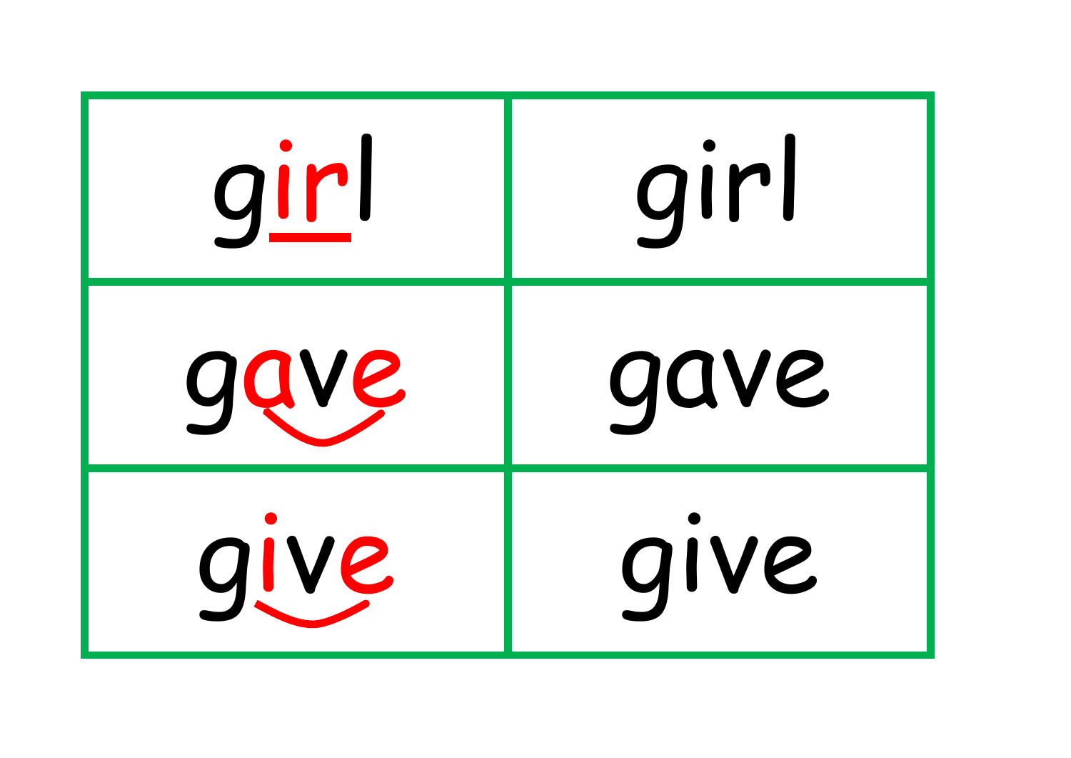| | |
|---|---|
| girl | girl |
| gave | gave |
| give | give |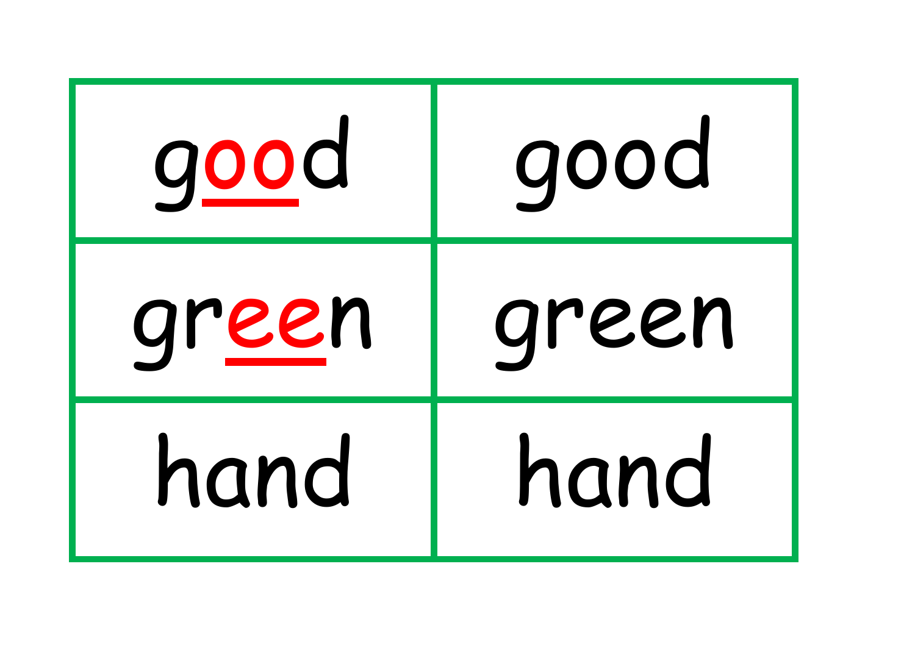| | |
|---|---|
| good | good |
| green | green |
| hand | hand |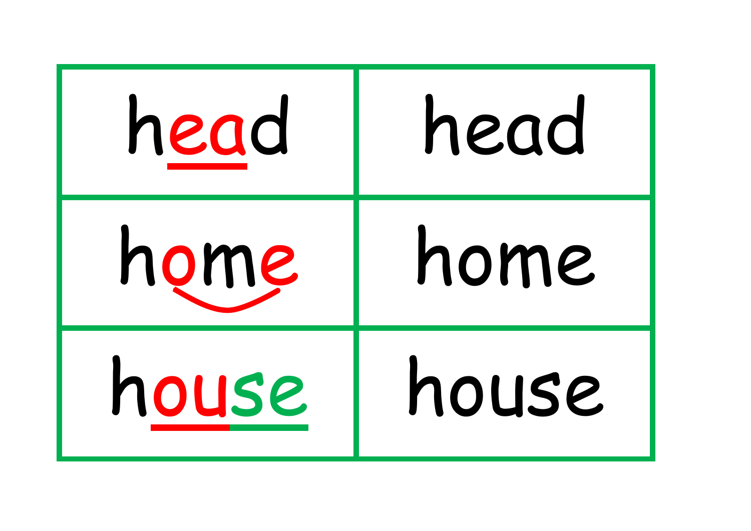| | |
|---|---|
| head | head |
| home | home |
| house | house |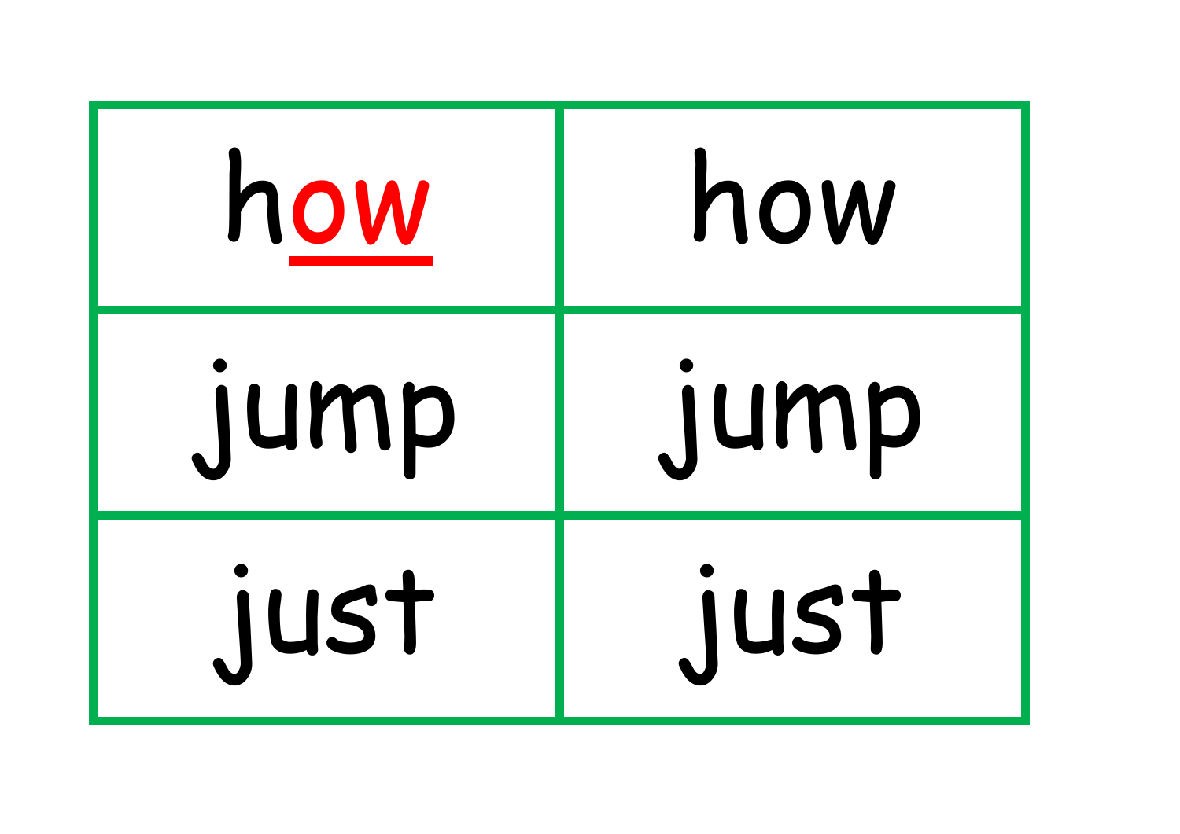| | |
|---|---|
| how | how |
| jump | jump |
| just | just |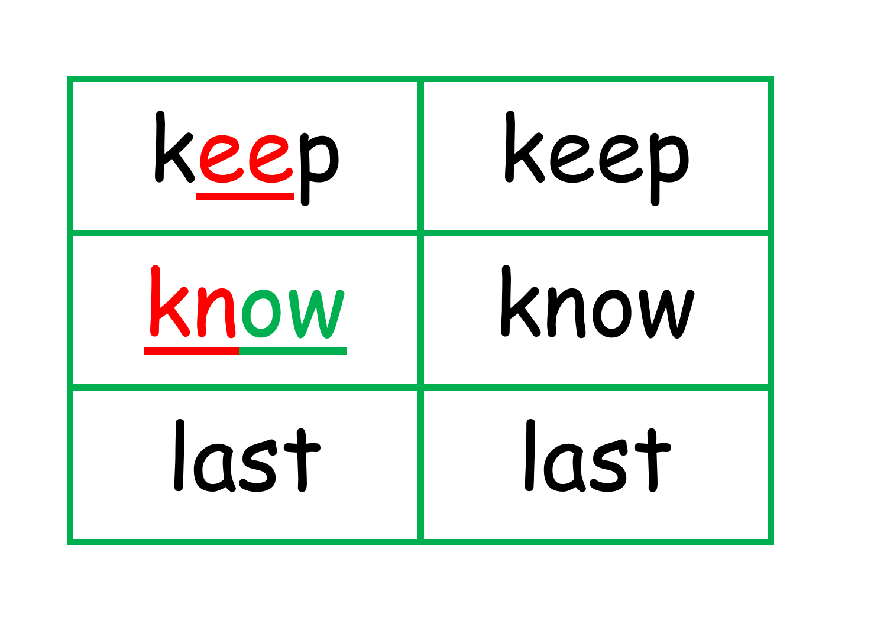| | |
|---|---|
| keep | keep |
| know | know |
| last | last |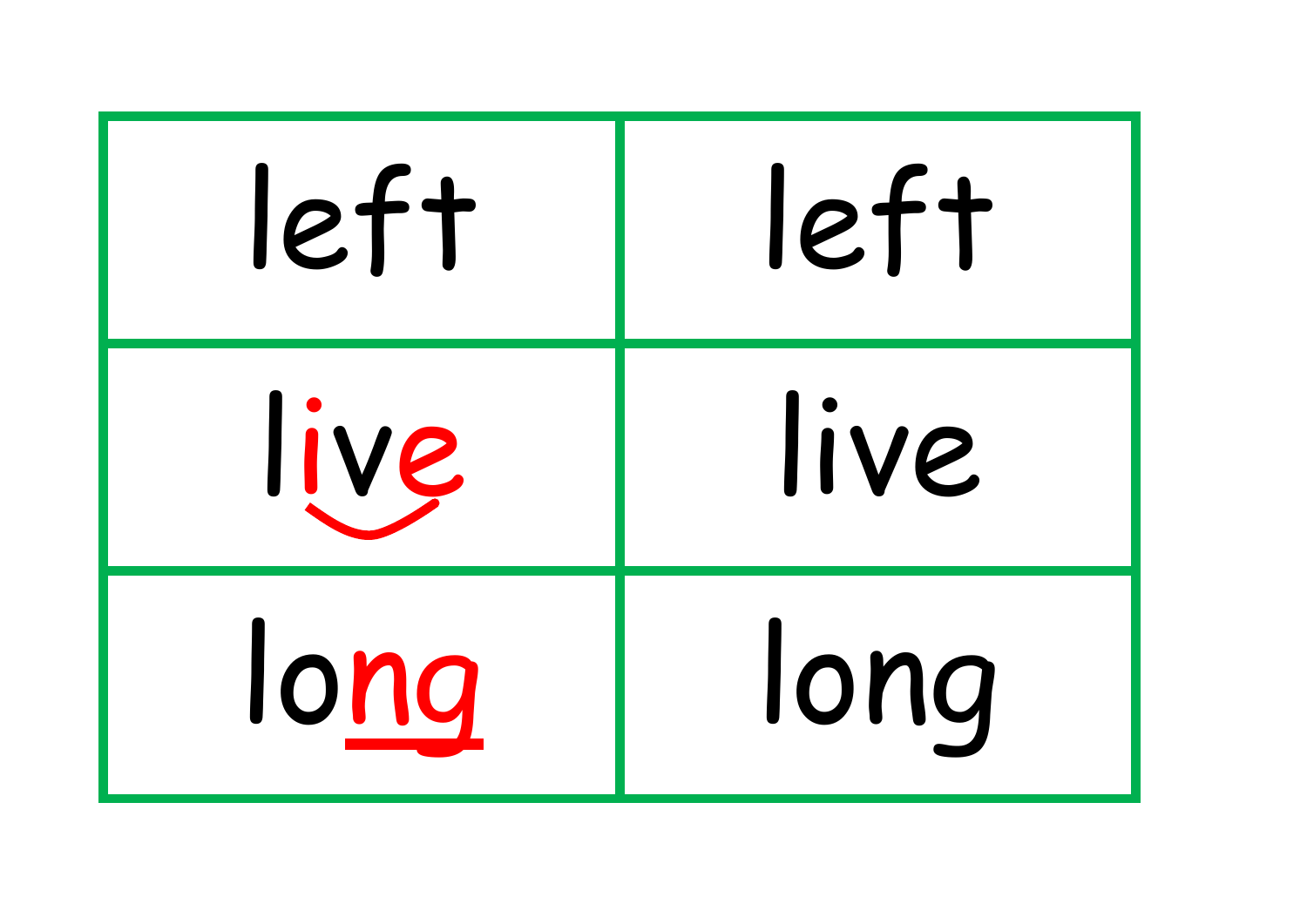| | |
|---|---|
| left | left |
| live | live |
| long | long |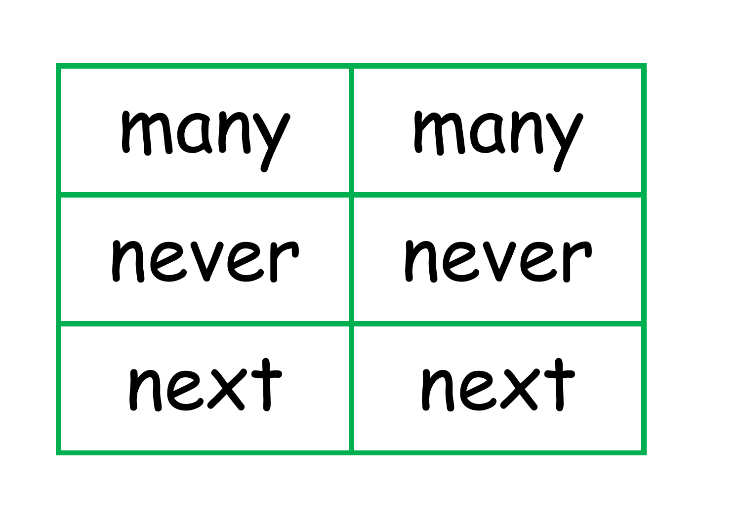| | |
|---|---|
| many | many |
| never | never |
| next | next |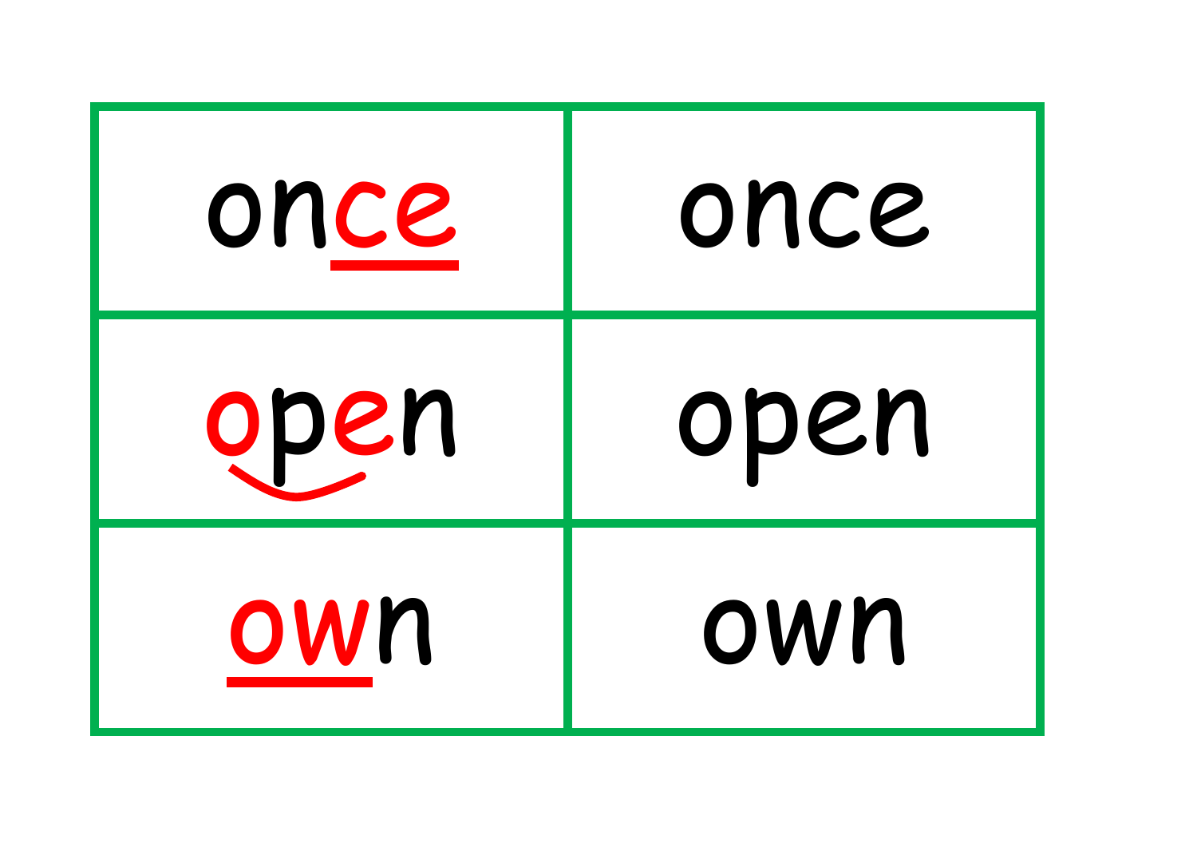| | |
|---|---|
| once | once |
| open | open |
| own | own |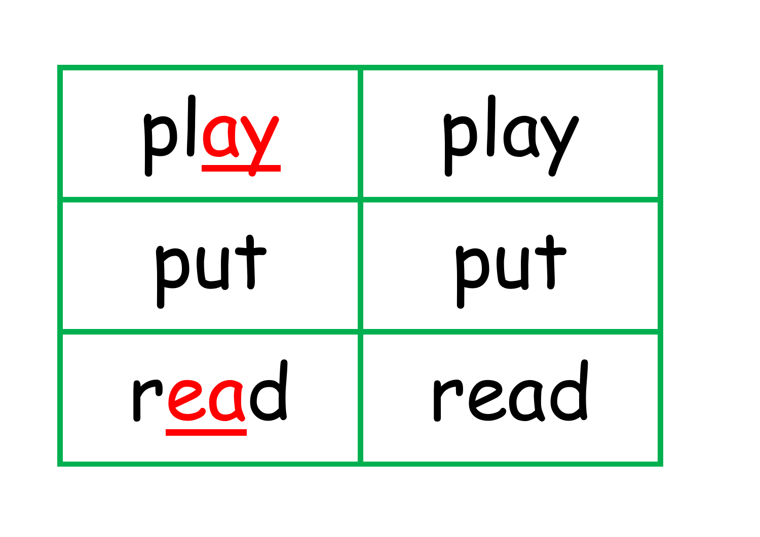| | |
|---|---|
| play | play |
| put | put |
| read | read |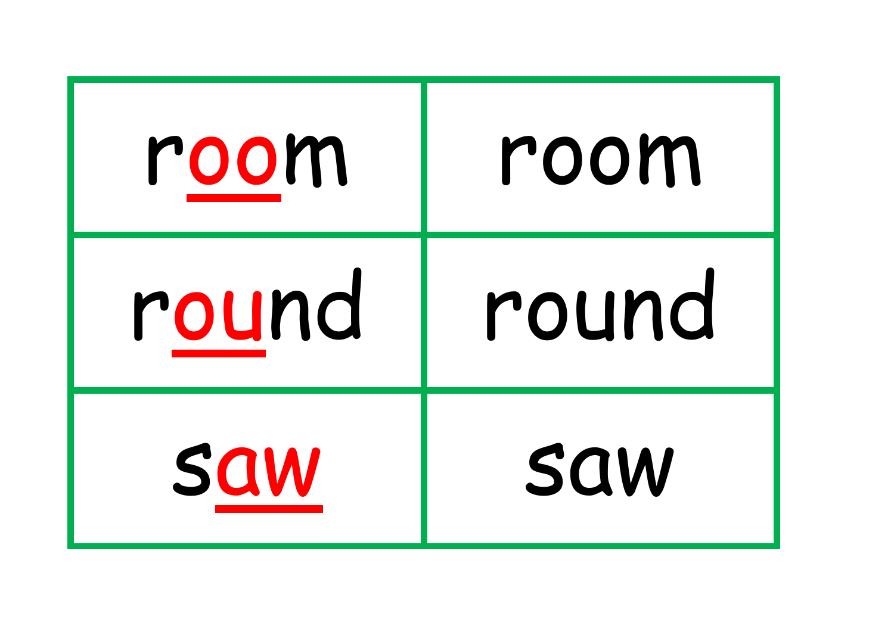| | |
|---|---|
| r**oo**m | room |
| r**ou**nd | round |
| s**aw** | saw |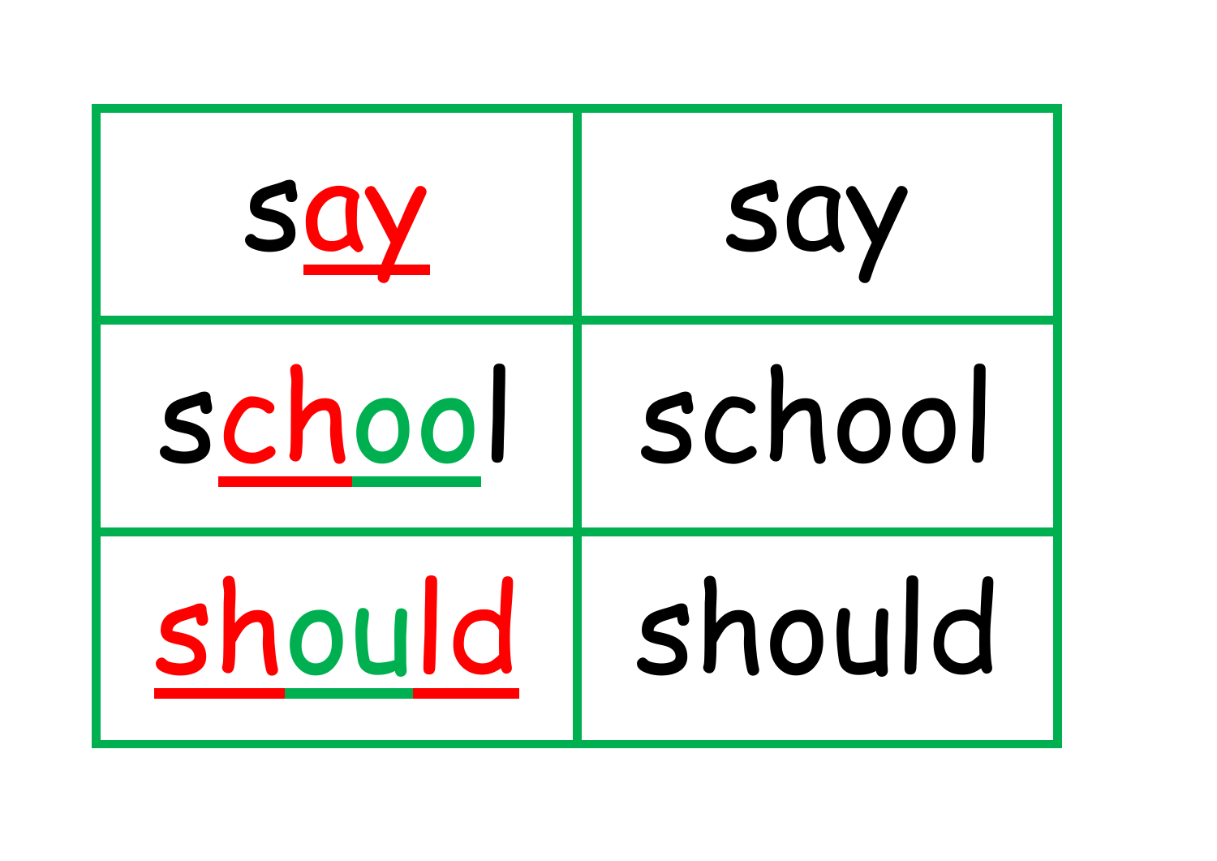| say | say |
| --- | --- |
| school | school |
| should | should |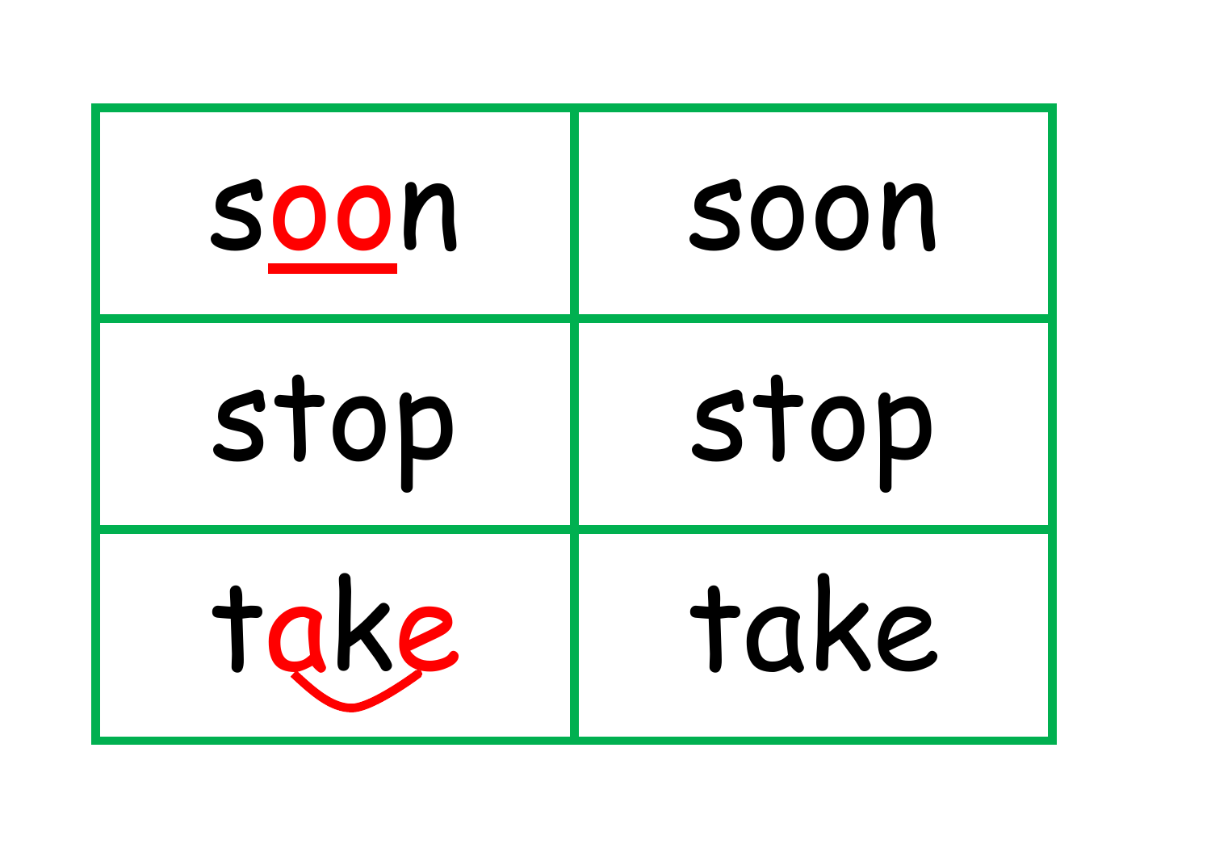| soon | soon |
|---|---|
| stop | stop |
| take | take |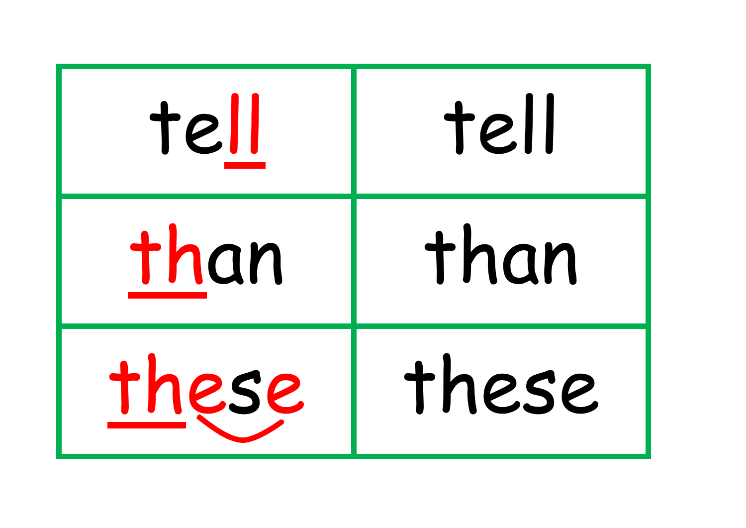| | |
|---|---|
| tell | tell |
| than | than |
| these | these |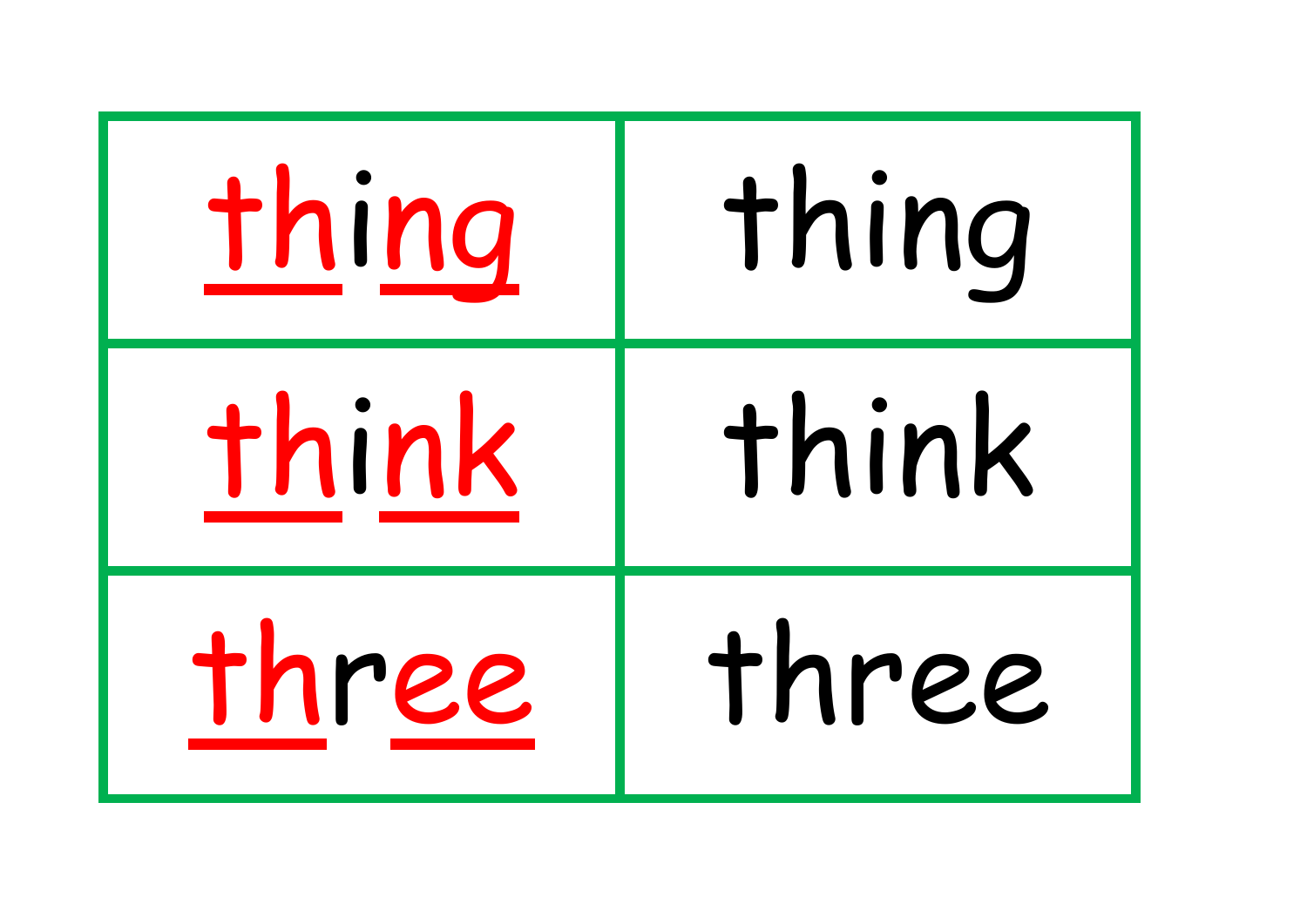| | |
|---|---|
| thing | thing |
| think | think |
| three | three |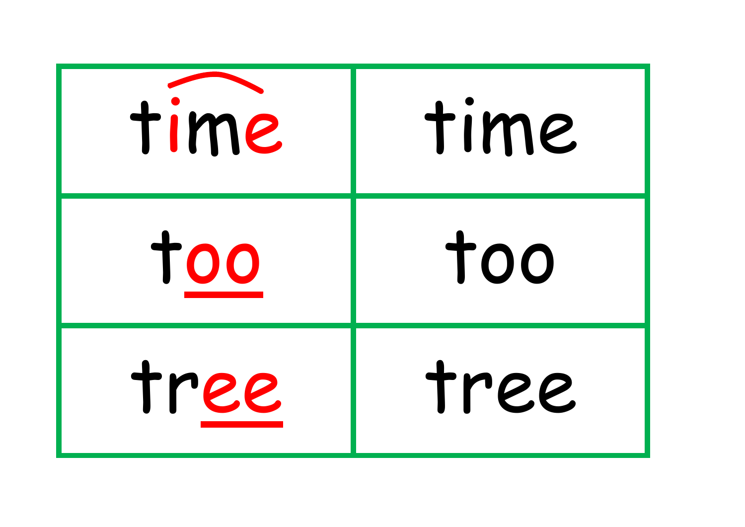| | |
|---|---|
| time | time |
| too | too |
| tree | tree |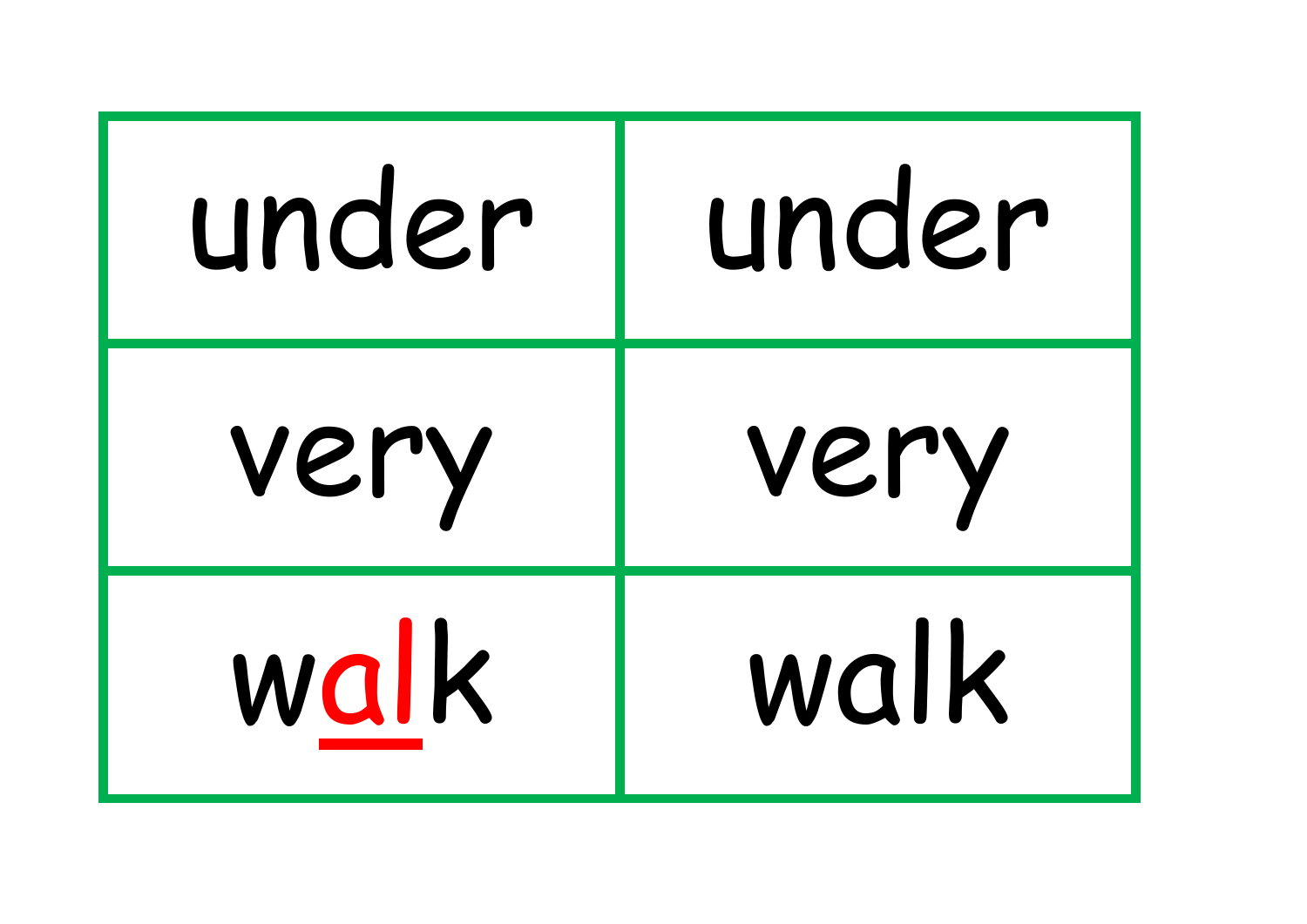| | |
|---|---|
| under | under |
| very | very |
| walk | walk |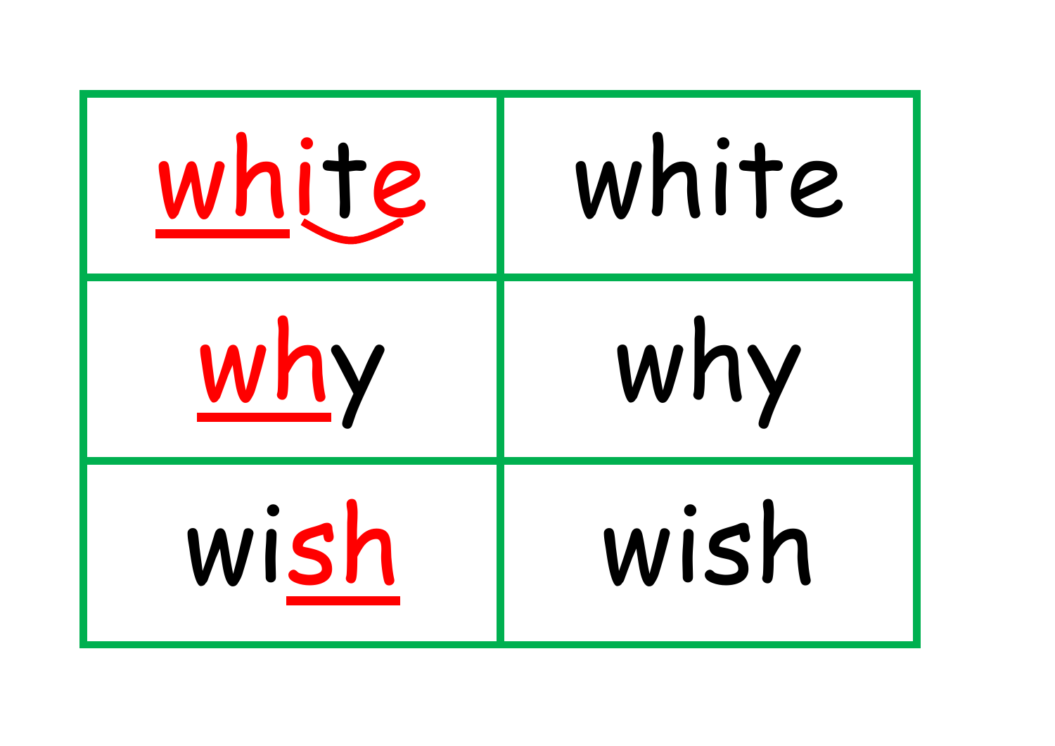| | |
|---|---|
| white | white |
| why | why |
| wish | wish |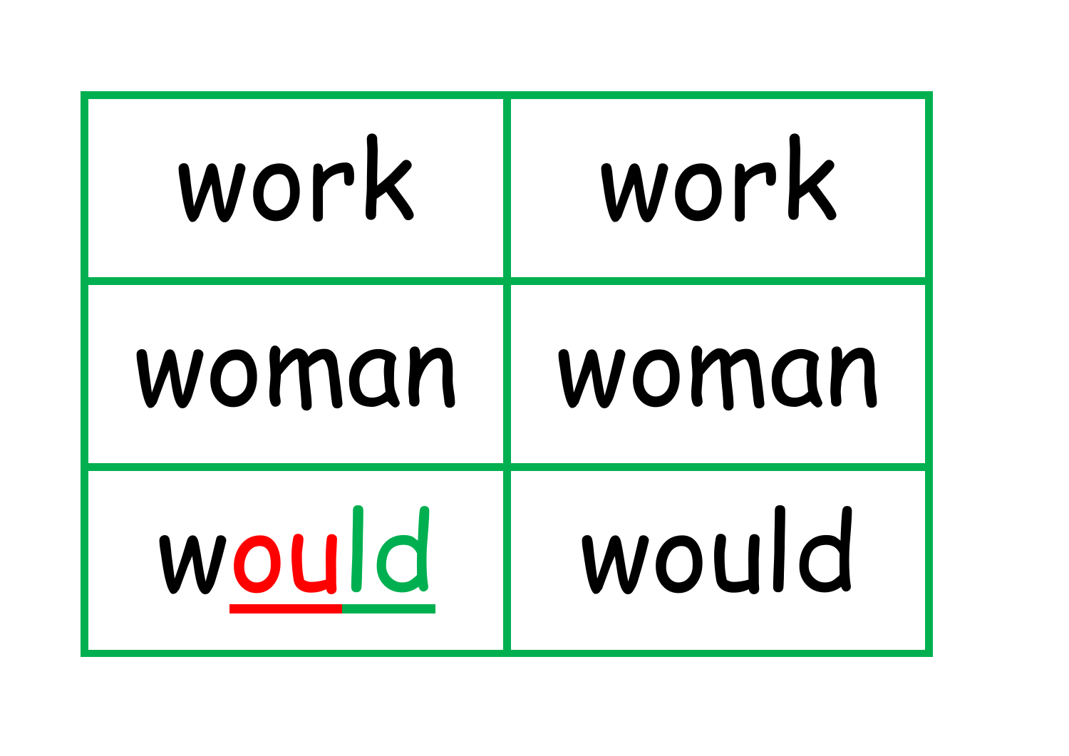| | |
|---|---|
| work | work |
| woman | woman |
| would | would |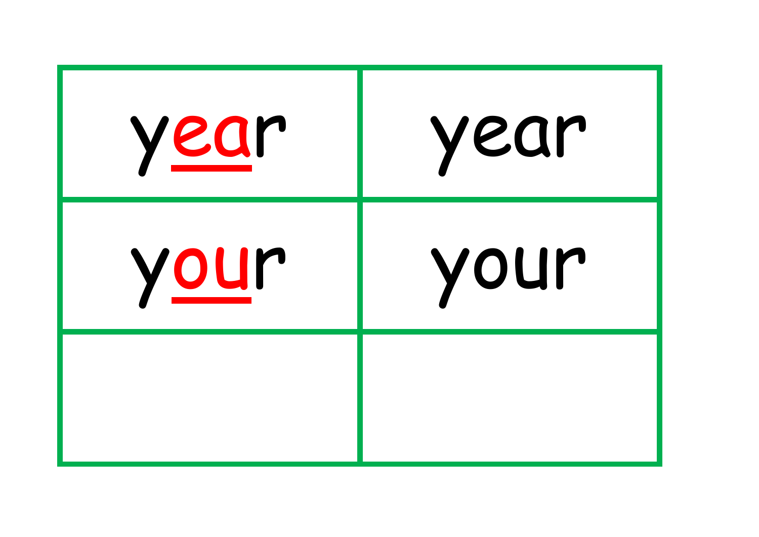| | |
|---|---|
| year | year |
| your | your |
| | |